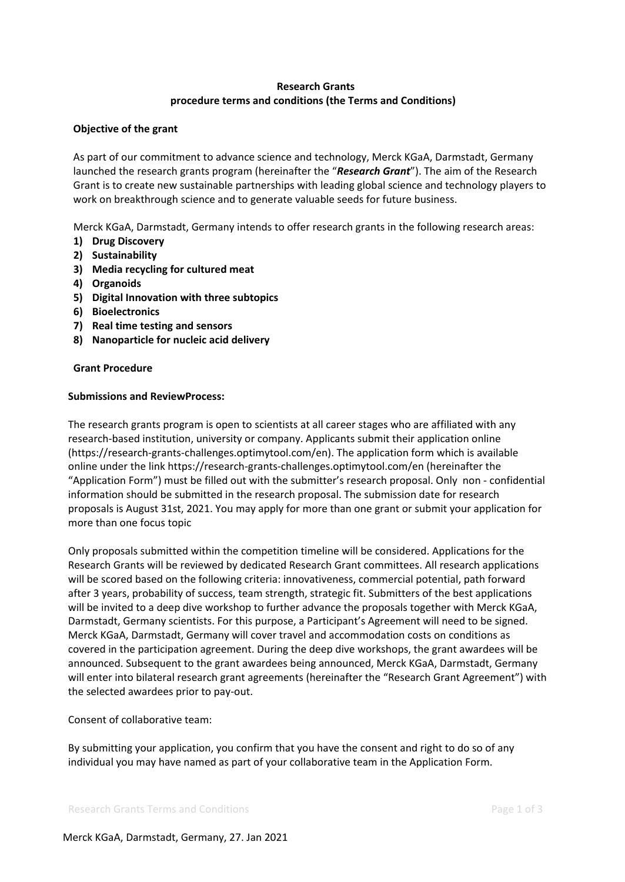**Research Grants**
**procedure terms and conditions (the Terms and Conditions)**

**Objective of the grant**

As part of our commitment to advance science and technology, Merck KGaA, Darmstadt, Germany launched the research grants program (hereinafter the "***Research Grant***"). The aim of the Research Grant is to create new sustainable partnerships with leading global science and technology players to work on breakthrough science and to generate valuable seeds for future business.

Merck KGaA, Darmstadt, Germany intends to offer research grants in the following research areas:

1) **Drug Discovery**
2) **Sustainability**
3) **Media recycling for cultured meat**
4) **Organoids**
5) **Digital Innovation with three subtopics**
6) **Bioelectronics**
7) **Real time testing and sensors**
8) **Nanoparticle for nucleic acid delivery**

**Grant Procedure**

**Submissions and ReviewProcess:**

The research grants program is open to scientists at all career stages who are affiliated with any research-based institution, university or company. Applicants submit their application online (https://research-grants-challenges.optimytool.com/en). The application form which is available online under the link https://research-grants-challenges.optimytool.com/en (hereinafter the "Application Form") must be filled out with the submitter's research proposal. Only non - confidential information should be submitted in the research proposal. The submission date for research proposals is August 31st, 2021. You may apply for more than one grant or submit your application for more than one focus topic

Only proposals submitted within the competition timeline will be considered. Applications for the Research Grants will be reviewed by dedicated Research Grant committees. All research applications will be scored based on the following criteria: innovativeness, commercial potential, path forward after 3 years, probability of success, team strength, strategic fit. Submitters of the best applications will be invited to a deep dive workshop to further advance the proposals together with Merck KGaA, Darmstadt, Germany scientists. For this purpose, a Participant's Agreement will need to be signed. Merck KGaA, Darmstadt, Germany will cover travel and accommodation costs on conditions as covered in the participation agreement. During the deep dive workshops, the grant awardees will be announced. Subsequent to the grant awardees being announced, Merck KGaA, Darmstadt, Germany will enter into bilateral research grant agreements (hereinafter the "Research Grant Agreement") with the selected awardees prior to pay-out.

Consent of collaborative team:

By submitting your application, you confirm that you have the consent and right to do so of any individual you may have named as part of your collaborative team in the Application Form.

Merck KGaA, Darmstadt, Germany, 27. Jan 2021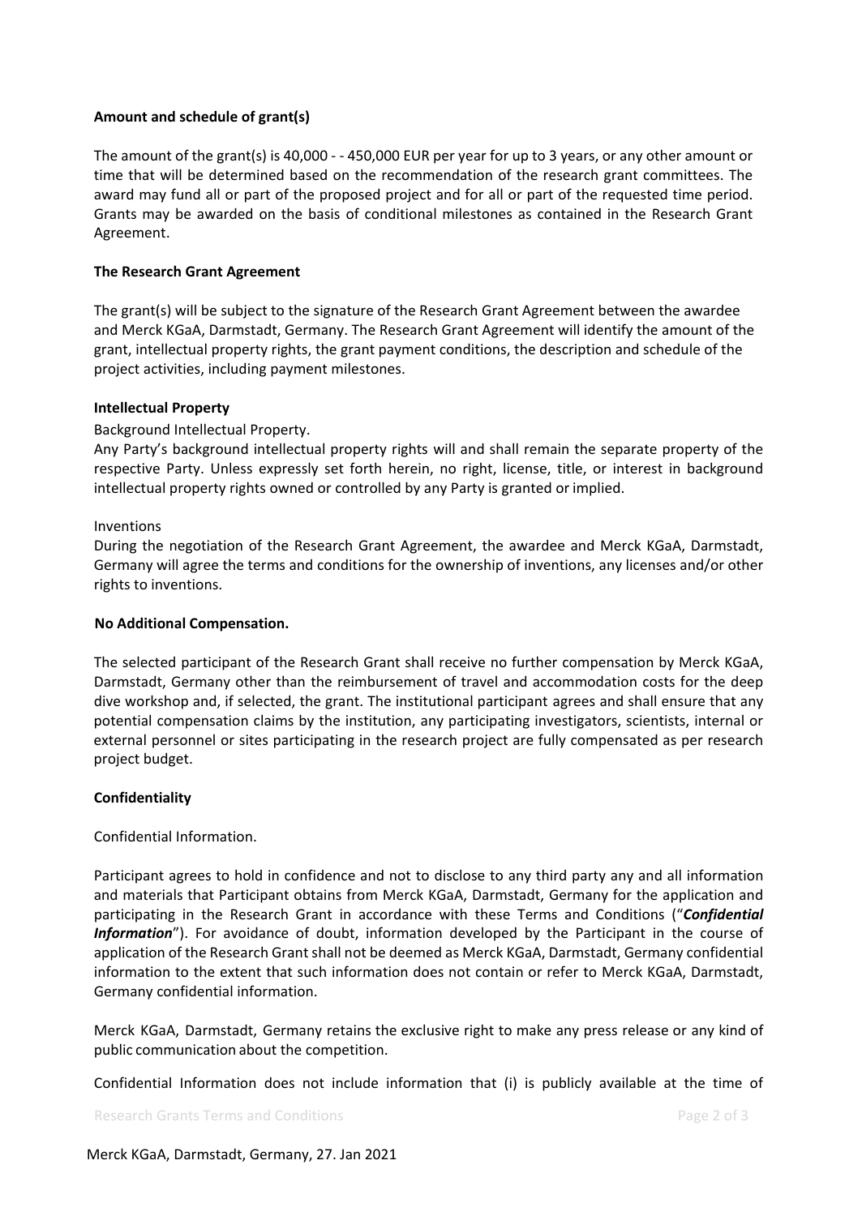**Amount and schedule of grant(s)**

The amount of the grant(s) is 40,000 - - 450,000 EUR per year for up to 3 years, or any other amount or time that will be determined based on the recommendation of the research grant committees. The award may fund all or part of the proposed project and for all or part of the requested time period. Grants may be awarded on the basis of conditional milestones as contained in the Research Grant Agreement.

**The Research Grant Agreement**

The grant(s) will be subject to the signature of the Research Grant Agreement between the awardee and Merck KGaA, Darmstadt, Germany. The Research Grant Agreement will identify the amount of the grant, intellectual property rights, the grant payment conditions, the description and schedule of the project activities, including payment milestones.

**Intellectual Property**

Background Intellectual Property.

Any Party's background intellectual property rights will and shall remain the separate property of the respective Party. Unless expressly set forth herein, no right, license, title, or interest in background intellectual property rights owned or controlled by any Party is granted or implied.

Inventions

During the negotiation of the Research Grant Agreement, the awardee and Merck KGaA, Darmstadt, Germany will agree the terms and conditions for the ownership of inventions, any licenses and/or other rights to inventions.

**No Additional Compensation.**

The selected participant of the Research Grant shall receive no further compensation by Merck KGaA, Darmstadt, Germany other than the reimbursement of travel and accommodation costs for the deep dive workshop and, if selected, the grant. The institutional participant agrees and shall ensure that any potential compensation claims by the institution, any participating investigators, scientists, internal or external personnel or sites participating in the research project are fully compensated as per research project budget.

**Confidentiality**

Confidential Information.

Participant agrees to hold in confidence and not to disclose to any third party any and all information and materials that Participant obtains from Merck KGaA, Darmstadt, Germany for the application and participating in the Research Grant in accordance with these Terms and Conditions ("***Confidential Information***"). For avoidance of doubt, information developed by the Participant in the course of application of the Research Grant shall not be deemed as Merck KGaA, Darmstadt, Germany confidential information to the extent that such information does not contain or refer to Merck KGaA, Darmstadt, Germany confidential information.

Merck KGaA, Darmstadt, Germany retains the exclusive right to make any press release or any kind of public communication about the competition.

Confidential Information does not include information that (i) is publicly available at the time of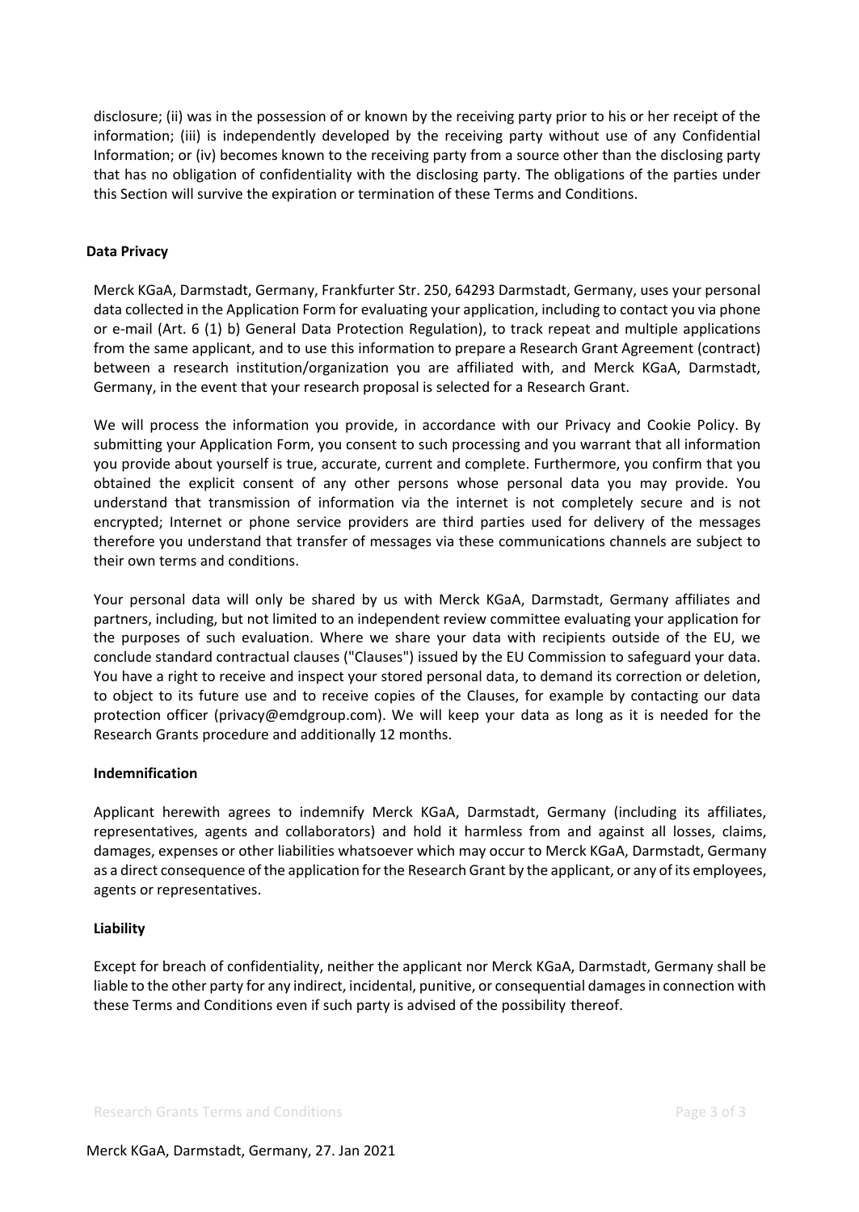disclosure; (ii) was in the possession of or known by the receiving party prior to his or her receipt of the information; (iii) is independently developed by the receiving party without use of any Confidential Information; or (iv) becomes known to the receiving party from a source other than the disclosing party that has no obligation of confidentiality with the disclosing party. The obligations of the parties under this Section will survive the expiration or termination of these Terms and Conditions.

**Data Privacy**

Merck KGaA, Darmstadt, Germany, Frankfurter Str. 250, 64293 Darmstadt, Germany, uses your personal data collected in the Application Form for evaluating your application, including to contact you via phone or e-mail (Art. 6 (1) b) General Data Protection Regulation), to track repeat and multiple applications from the same applicant, and to use this information to prepare a Research Grant Agreement (contract) between a research institution/organization you are affiliated with, and Merck KGaA, Darmstadt, Germany, in the event that your research proposal is selected for a Research Grant.

We will process the information you provide, in accordance with our Privacy and Cookie Policy. By submitting your Application Form, you consent to such processing and you warrant that all information you provide about yourself is true, accurate, current and complete. Furthermore, you confirm that you obtained the explicit consent of any other persons whose personal data you may provide. You understand that transmission of information via the internet is not completely secure and is not encrypted; Internet or phone service providers are third parties used for delivery of the messages therefore you understand that transfer of messages via these communications channels are subject to their own terms and conditions.

Your personal data will only be shared by us with Merck KGaA, Darmstadt, Germany affiliates and partners, including, but not limited to an independent review committee evaluating your application for the purposes of such evaluation. Where we share your data with recipients outside of the EU, we conclude standard contractual clauses ("Clauses") issued by the EU Commission to safeguard your data. You have a right to receive and inspect your stored personal data, to demand its correction or deletion, to object to its future use and to receive copies of the Clauses, for example by contacting our data protection officer (privacy@emdgroup.com). We will keep your data as long as it is needed for the Research Grants procedure and additionally 12 months.

**Indemnification**

Applicant herewith agrees to indemnify Merck KGaA, Darmstadt, Germany (including its affiliates, representatives, agents and collaborators) and hold it harmless from and against all losses, claims, damages, expenses or other liabilities whatsoever which may occur to Merck KGaA, Darmstadt, Germany as a direct consequence of the application for the Research Grant by the applicant, or any of its employees, agents or representatives.

**Liability**

Except for breach of confidentiality, neither the applicant nor Merck KGaA, Darmstadt, Germany shall be liable to the other party for any indirect, incidental, punitive, or consequential damages in connection with these Terms and Conditions even if such party is advised of the possibility thereof.

Merck KGaA, Darmstadt, Germany, 27. Jan 2021